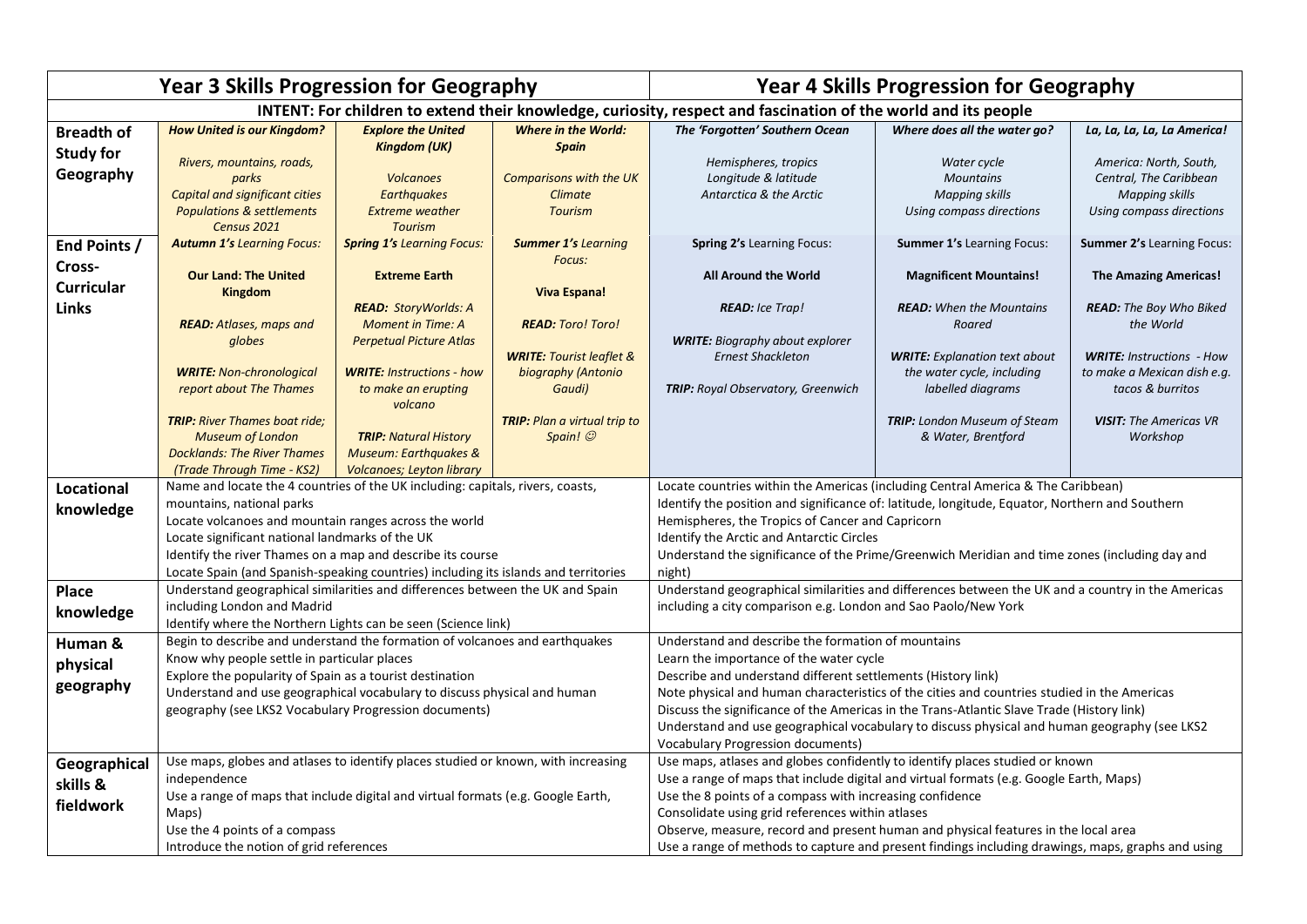| | Year 3 Skills Progression for Geography | | | Year 4 Skills Progression for Geography | | |
|---|---|---|---|---|---|---|
| | INTENT: For children to extend their knowledge, curiosity, respect and fascination of the world and its people | | | | | |
| **Breadth of Study for Geography** | ***How United is our Kingdom?***<br><br>*Rivers, mountains, roads, parks*<br>*Capital and significant cities*<br>*Populations & settlements*<br>*Census 2021* | ***Explore the United Kingdom (UK)***<br><br>*Volcanoes*<br>*Earthquakes*<br>*Extreme weather*<br>*Tourism* | ***Where in the World: Spain***<br><br>*Comparisons with the UK*<br>*Climate*<br>*Tourism* | ***The 'Forgotten' Southern Ocean***<br><br>*Hemispheres, tropics*<br>*Longitude & latitude*<br>*Antarctica & the Arctic* | ***Where does all the water go?***<br><br>*Water cycle*<br>*Mountains*<br>*Mapping skills*<br>*Using compass directions* | ***La, La, La, La America!***<br><br>*America: North, South, Central, The Caribbean*<br>*Mapping skills*<br>*Using compass directions* |
| **End Points / Cross-Curricular Links** | ***Autumn 1's*** *Learning Focus:*<br><br>**Our Land: The United Kingdom**<br><br>***READ:*** *Atlases, maps and globes*<br><br>***WRITE:*** *Non-chronological report about The Thames*<br><br>***TRIP:*** *River Thames boat ride; Museum of London Docklands: The River Thames (Trade Through Time - KS2)* | ***Spring 1's*** *Learning Focus:*<br><br>**Extreme Earth**<br><br>***READ:*** *StoryWorlds: A Moment in Time: A Perpetual Picture Atlas*<br><br>***WRITE:*** *Instructions - how to make an erupting volcano*<br><br>***TRIP:*** *Natural History Museum: Earthquakes & Volcanoes; Leyton library* | ***Summer 1's*** *Learning Focus:*<br><br>**Viva Espana!**<br><br>***READ:*** *Toro! Toro!*<br><br>***WRITE:*** *Tourist leaflet & biography (Antonio Gaudi)*<br><br>***TRIP:*** *Plan a virtual trip to Spain! ☺* | **Spring 2's** Learning Focus:<br><br>**All Around the World**<br><br>***READ:*** *Ice Trap!*<br><br>***WRITE:*** *Biography about explorer Ernest Shackleton*<br><br>***TRIP:*** *Royal Observatory, Greenwich* | **Summer 1's** Learning Focus:<br><br>**Magnificent Mountains!**<br><br>***READ:*** *When the Mountains Roared*<br><br>***WRITE:*** *Explanation text about the water cycle, including labelled diagrams*<br><br>***TRIP:*** *London Museum of Steam & Water, Brentford* | **Summer 2's** Learning Focus:<br><br>**The Amazing Americas!**<br><br>***READ:*** *The Boy Who Biked the World*<br><br>***WRITE:*** *Instructions - How to make a Mexican dish e.g. tacos & burritos*<br><br>***VISIT:*** *The Americas VR Workshop* |
| **Locational knowledge** | Name and locate the 4 countries of the UK including: capitals, rivers, coasts, mountains, national parks<br>Locate volcanoes and mountain ranges across the world<br>Locate significant national landmarks of the UK<br>Identify the river Thames on a map and describe its course<br>Locate Spain (and Spanish-speaking countries) including its islands and territories | | | Locate countries within the Americas (including Central America & The Caribbean)<br>Identify the position and significance of: latitude, longitude, Equator, Northern and Southern Hemispheres, the Tropics of Cancer and Capricorn<br>Identify the Arctic and Antarctic Circles<br>Understand the significance of the Prime/Greenwich Meridian and time zones (including day and night) | | |
| **Place knowledge** | Understand geographical similarities and differences between the UK and Spain including London and Madrid<br>Identify where the Northern Lights can be seen (Science link) | | | Understand geographical similarities and differences between the UK and a country in the Americas including a city comparison e.g. London and Sao Paolo/New York | | |
| **Human & physical geography** | Begin to describe and understand the formation of volcanoes and earthquakes<br>Know why people settle in particular places<br>Explore the popularity of Spain as a tourist destination<br>Understand and use geographical vocabulary to discuss physical and human geography (see LKS2 Vocabulary Progression documents) | | | Understand and describe the formation of mountains<br>Learn the importance of the water cycle<br>Describe and understand different settlements (History link)<br>Note physical and human characteristics of the cities and countries studied in the Americas<br>Discuss the significance of the Americas in the Trans-Atlantic Slave Trade (History link)<br>Understand and use geographical vocabulary to discuss physical and human geography (see LKS2 Vocabulary Progression documents) | | |
| **Geographical skills & fieldwork** | Use maps, globes and atlases to identify places studied or known, with increasing independence<br>Use a range of maps that include digital and virtual formats (e.g. Google Earth, Maps)<br>Use the 4 points of a compass<br>Introduce the notion of grid references | | | Use maps, atlases and globes confidently to identify places studied or known<br>Use a range of maps that include digital and virtual formats (e.g. Google Earth, Maps)<br>Use the 8 points of a compass with increasing confidence<br>Consolidate using grid references within atlases<br>Observe, measure, record and present human and physical features in the local area<br>Use a range of methods to capture and present findings including drawings, maps, graphs and using | | |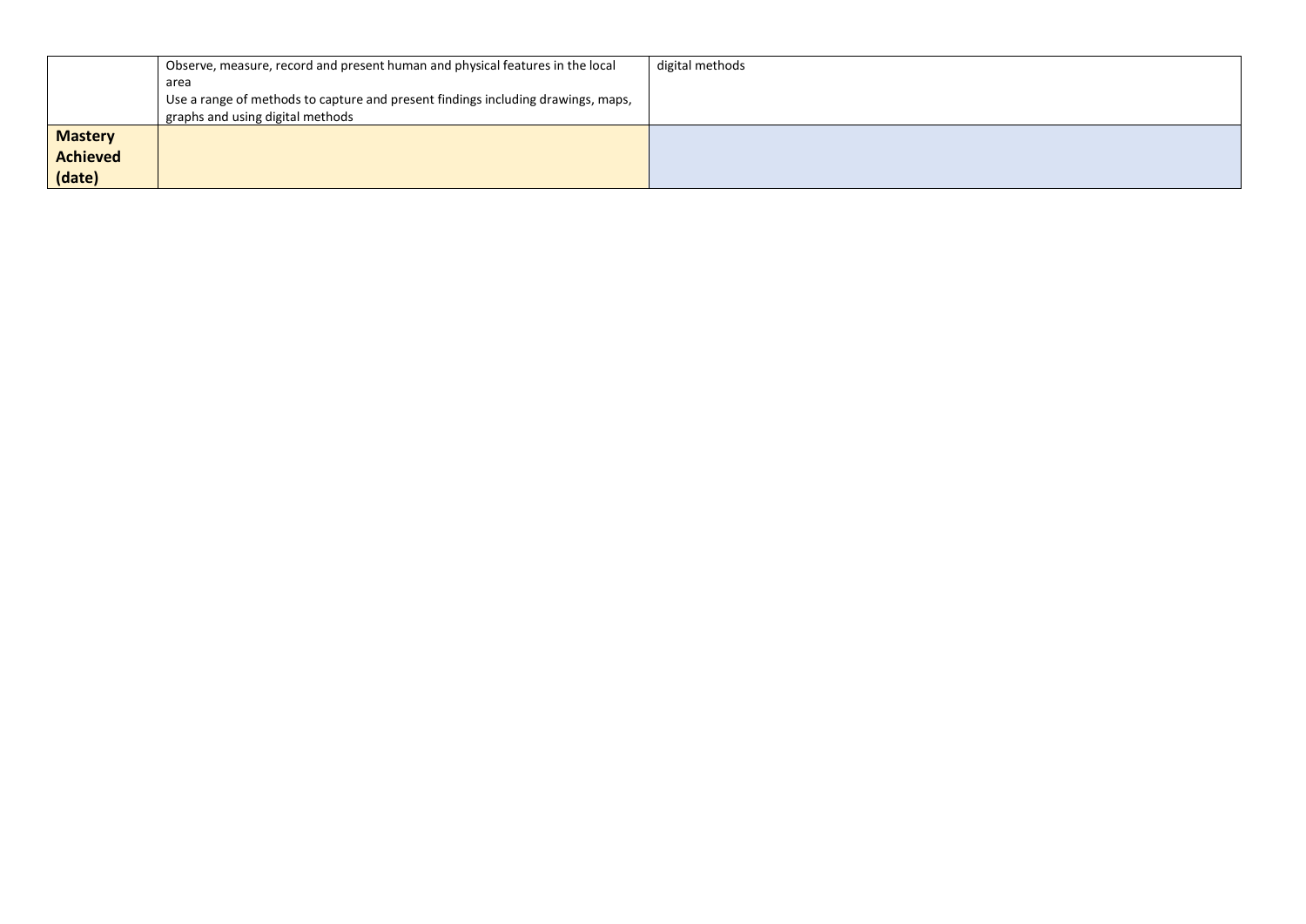| | | |
|---|---|---|
| | Observe, measure, record and present human and physical features in the local area<br>Use a range of methods to capture and present findings including drawings, maps, graphs and using digital methods | digital methods |
| **Mastery Achieved (date)** | | |